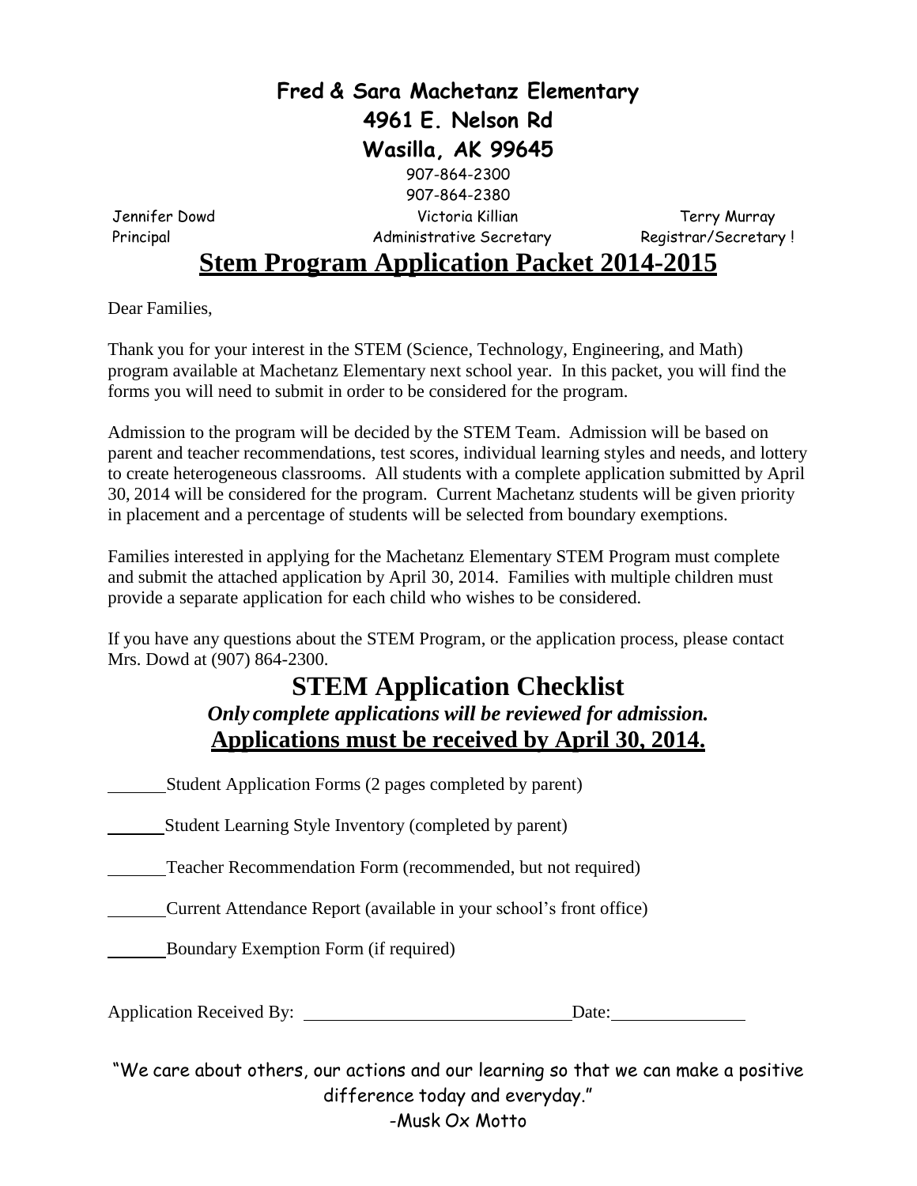**Fred & Sara Machetanz Elementary**
**4961 E. Nelson Rd**
**Wasilla, AK 99645**
907-864-2300
907-864-2380

Jennifer Dowd — Principal
Victoria Killian — Administrative Secretary
Terry Murray — Registrar/Secretary !

# Stem Program Application Packet 2014-2015

Dear Families,

Thank you for your interest in the STEM (Science, Technology, Engineering, and Math) program available at Machetanz Elementary next school year. In this packet, you will find the forms you will need to submit in order to be considered for the program.

Admission to the program will be decided by the STEM Team. Admission will be based on parent and teacher recommendations, test scores, individual learning styles and needs, and lottery to create heterogeneous classrooms. All students with a complete application submitted by April 30, 2014 will be considered for the program. Current Machetanz students will be given priority in placement and a percentage of students will be selected from boundary exemptions.

Families interested in applying for the Machetanz Elementary STEM Program must complete and submit the attached application by April 30, 2014. Families with multiple children must provide a separate application for each child who wishes to be considered.

If you have any questions about the STEM Program, or the application process, please contact Mrs. Dowd at (907) 864-2300.

## STEM Application Checklist

***Only complete applications will be reviewed for admission.***

**Applications must be received by April 30, 2014.**

_______ Student Application Forms (2 pages completed by parent)

_______ Student Learning Style Inventory (completed by parent)

_______ Teacher Recommendation Form (recommended, but not required)

_______ Current Attendance Report (available in your school's front office)

_______ Boundary Exemption Form (if required)

Application Received By: ______________________________ Date: _______________

"We care about others, our actions and our learning so that we can make a positive difference today and everyday."
-Musk Ox Motto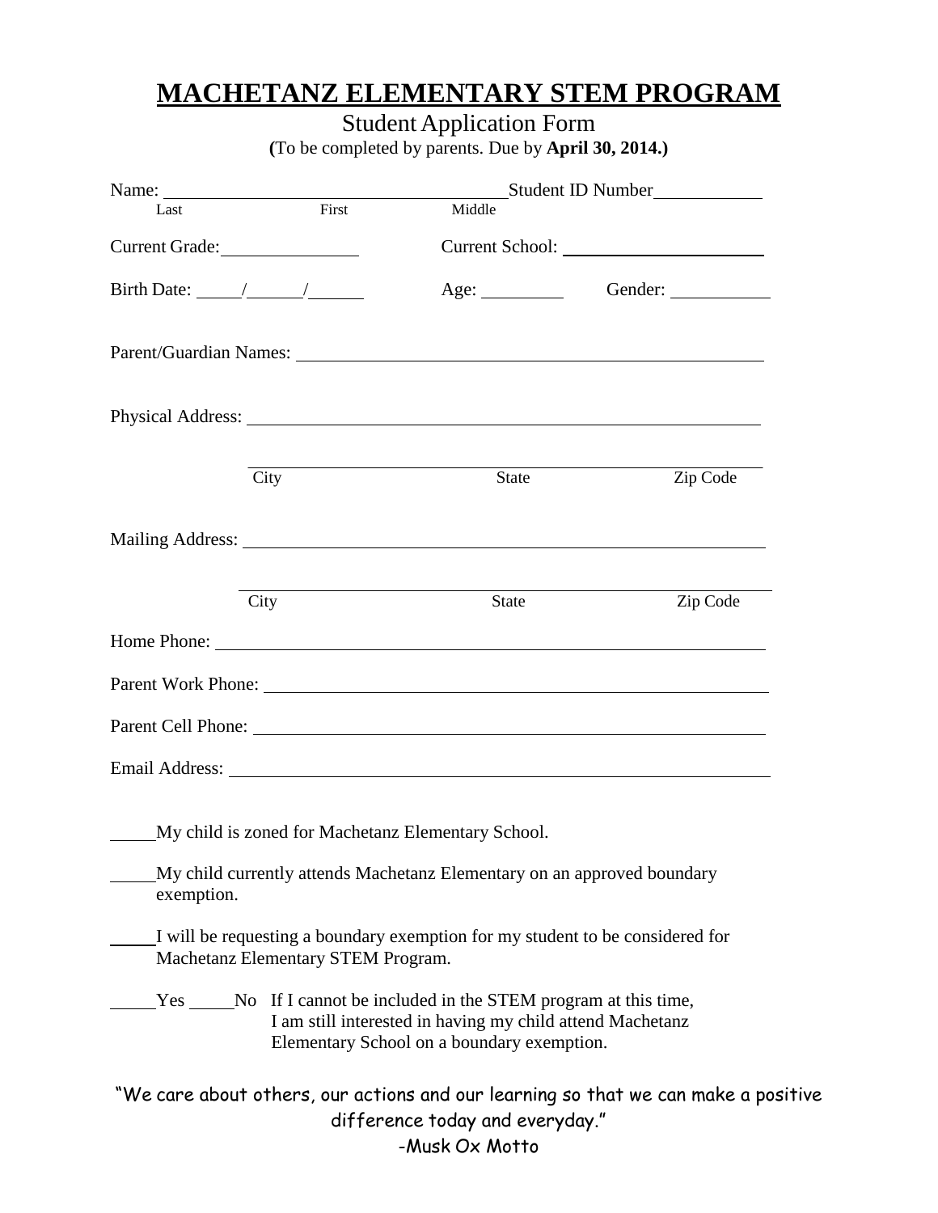# MACHETANZ ELEMENTARY STEM PROGRAM

Student Application Form

(To be completed by parents. Due by **April 30, 2014.)**

Name: ______________________________________ Student ID Number____________

Last          First          Middle

Current Grade:_______________     Current School: ______________________

Birth Date: _____/______/______     Age: _________     Gender: ___________

Parent/Guardian Names: ______________________________________________

Physical Address: ___________________________________________________

_____________________________________________________________

City          State          Zip Code

Mailing Address: ___________________________________________________

_____________________________________________________________

City          State          Zip Code

Home Phone: _______________________________________________________

Parent Work Phone: __________________________________________________

Parent Cell Phone: ___________________________________________________

Email Address: ______________________________________________________

_____My child is zoned for Machetanz Elementary School.

_____My child currently attends Machetanz Elementary on an approved boundary exemption.

_____I will be requesting a boundary exemption for my student to be considered for Machetanz Elementary STEM Program.

_____Yes _____No  If I cannot be included in the STEM program at this time, I am still interested in having my child attend Machetanz Elementary School on a boundary exemption.

"We care about others, our actions and our learning so that we can make a positive difference today and everyday."

-Musk Ox Motto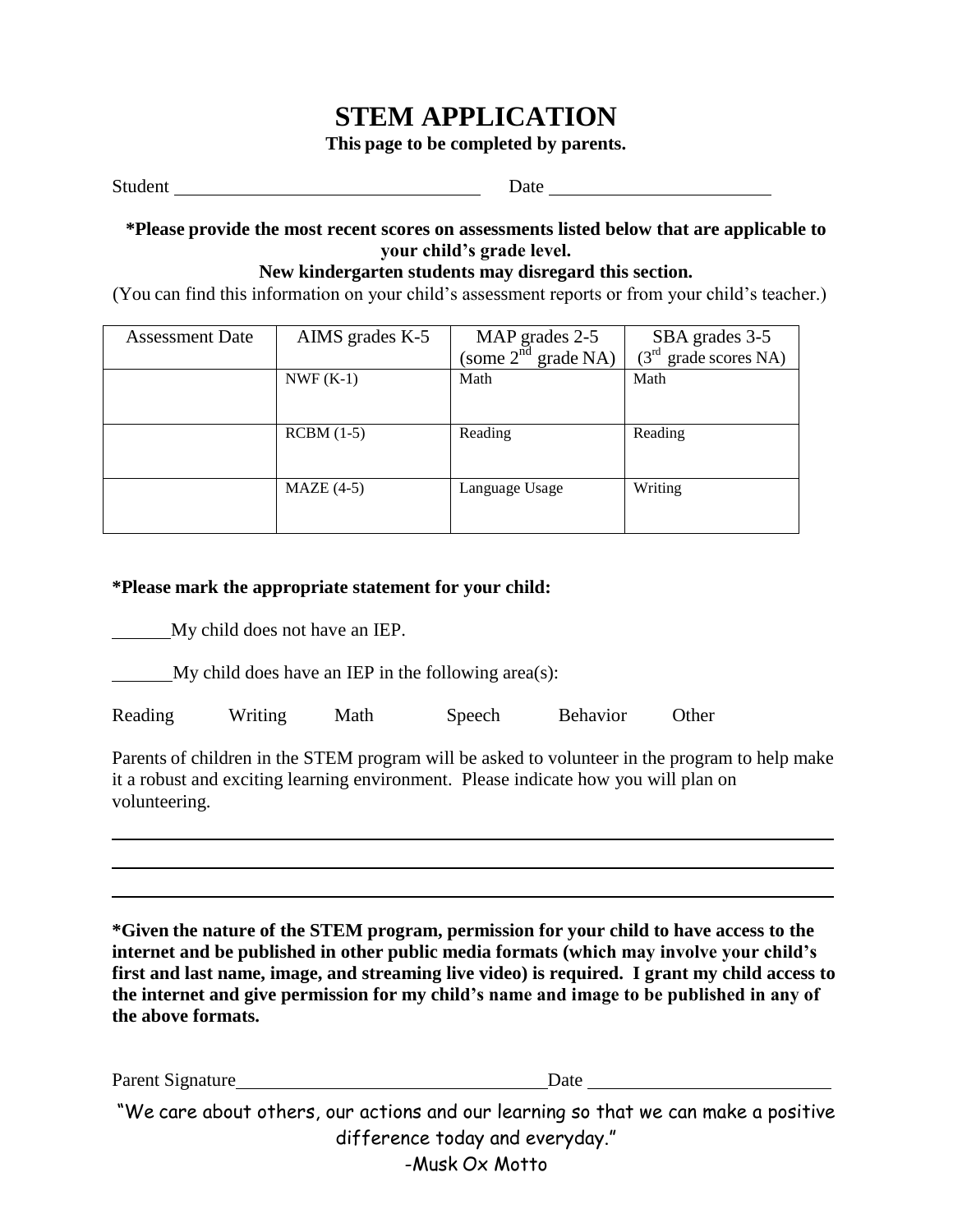# STEM APPLICATION

**This page to be completed by parents.**

Student ________________________________ Date ________________________

**\*Please provide the most recent scores on assessments listed below that are applicable to your child's grade level.**

**New kindergarten students may disregard this section.**

(You can find this information on your child's assessment reports or from your child's teacher.)

| Assessment Date | AIMS grades K-5 | MAP grades 2-5 (some 2nd grade NA) | SBA grades 3-5 (3rd grade scores NA) |
|---|---|---|---|
| | NWF (K-1) | Math | Math |
| | RCBM (1-5) | Reading | Reading |
| | MAZE (4-5) | Language Usage | Writing |

**\*Please mark the appropriate statement for your child:**

______My child does not have an IEP.

______My child does have an IEP in the following area(s):

Reading Writing Math Speech Behavior Other

Parents of children in the STEM program will be asked to volunteer in the program to help make it a robust and exciting learning environment. Please indicate how you will plan on volunteering.

______________________________________________________________________________

______________________________________________________________________________

______________________________________________________________________________

**\*Given the nature of the STEM program, permission for your child to have access to the internet and be published in other public media formats (which may involve your child's first and last name, image, and streaming live video) is required. I grant my child access to the internet and give permission for my child's name and image to be published in any of the above formats.**

Parent Signature________________________________Date ________________________

"We care about others, our actions and our learning so that we can make a positive difference today and everyday."

-Musk Ox Motto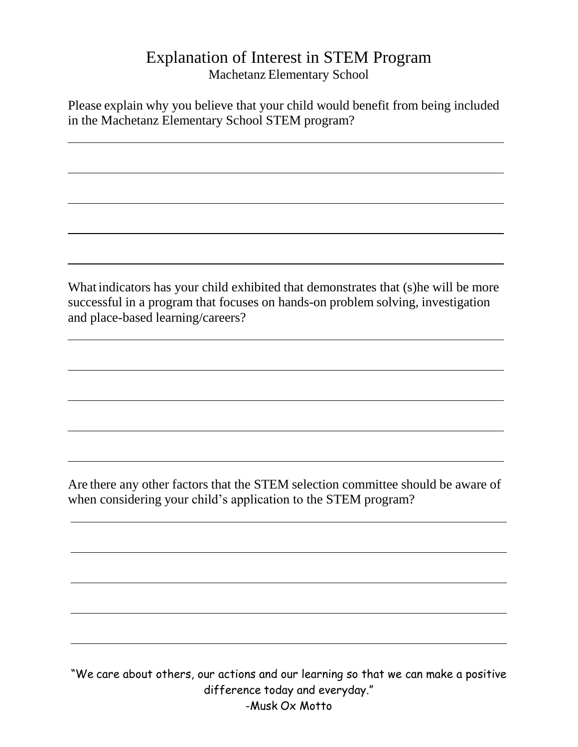# Explanation of Interest in STEM Program

Machetanz Elementary School

Please explain why you believe that your child would benefit from being included in the Machetanz Elementary School STEM program?

\_\_\_\_\_\_\_\_\_\_\_\_\_\_\_\_\_\_\_\_\_\_\_\_\_\_\_\_\_\_\_\_\_\_\_\_\_\_\_\_\_\_\_\_\_\_\_\_\_\_\_\_\_\_\_\_\_\_\_\_\_\_\_\_\_\_

\_\_\_\_\_\_\_\_\_\_\_\_\_\_\_\_\_\_\_\_\_\_\_\_\_\_\_\_\_\_\_\_\_\_\_\_\_\_\_\_\_\_\_\_\_\_\_\_\_\_\_\_\_\_\_\_\_\_\_\_\_\_\_\_\_\_

\_\_\_\_\_\_\_\_\_\_\_\_\_\_\_\_\_\_\_\_\_\_\_\_\_\_\_\_\_\_\_\_\_\_\_\_\_\_\_\_\_\_\_\_\_\_\_\_\_\_\_\_\_\_\_\_\_\_\_\_\_\_\_\_\_\_

\_\_\_\_\_\_\_\_\_\_\_\_\_\_\_\_\_\_\_\_\_\_\_\_\_\_\_\_\_\_\_\_\_\_\_\_\_\_\_\_\_\_\_\_\_\_\_\_\_\_\_\_\_\_\_\_\_\_\_\_\_\_\_\_\_\_

\_\_\_\_\_\_\_\_\_\_\_\_\_\_\_\_\_\_\_\_\_\_\_\_\_\_\_\_\_\_\_\_\_\_\_\_\_\_\_\_\_\_\_\_\_\_\_\_\_\_\_\_\_\_\_\_\_\_\_\_\_\_\_\_\_\_

What indicators has your child exhibited that demonstrates that (s)he will be more successful in a program that focuses on hands-on problem solving, investigation and place-based learning/careers?

\_\_\_\_\_\_\_\_\_\_\_\_\_\_\_\_\_\_\_\_\_\_\_\_\_\_\_\_\_\_\_\_\_\_\_\_\_\_\_\_\_\_\_\_\_\_\_\_\_\_\_\_\_\_\_\_\_\_\_\_\_\_\_\_\_\_

\_\_\_\_\_\_\_\_\_\_\_\_\_\_\_\_\_\_\_\_\_\_\_\_\_\_\_\_\_\_\_\_\_\_\_\_\_\_\_\_\_\_\_\_\_\_\_\_\_\_\_\_\_\_\_\_\_\_\_\_\_\_\_\_\_\_

\_\_\_\_\_\_\_\_\_\_\_\_\_\_\_\_\_\_\_\_\_\_\_\_\_\_\_\_\_\_\_\_\_\_\_\_\_\_\_\_\_\_\_\_\_\_\_\_\_\_\_\_\_\_\_\_\_\_\_\_\_\_\_\_\_\_

\_\_\_\_\_\_\_\_\_\_\_\_\_\_\_\_\_\_\_\_\_\_\_\_\_\_\_\_\_\_\_\_\_\_\_\_\_\_\_\_\_\_\_\_\_\_\_\_\_\_\_\_\_\_\_\_\_\_\_\_\_\_\_\_\_\_

\_\_\_\_\_\_\_\_\_\_\_\_\_\_\_\_\_\_\_\_\_\_\_\_\_\_\_\_\_\_\_\_\_\_\_\_\_\_\_\_\_\_\_\_\_\_\_\_\_\_\_\_\_\_\_\_\_\_\_\_\_\_\_\_\_\_

Are there any other factors that the STEM selection committee should be aware of when considering your child's application to the STEM program?

\_\_\_\_\_\_\_\_\_\_\_\_\_\_\_\_\_\_\_\_\_\_\_\_\_\_\_\_\_\_\_\_\_\_\_\_\_\_\_\_\_\_\_\_\_\_\_\_\_\_\_\_\_\_\_\_\_\_\_\_\_\_\_\_\_\_

\_\_\_\_\_\_\_\_\_\_\_\_\_\_\_\_\_\_\_\_\_\_\_\_\_\_\_\_\_\_\_\_\_\_\_\_\_\_\_\_\_\_\_\_\_\_\_\_\_\_\_\_\_\_\_\_\_\_\_\_\_\_\_\_\_\_

\_\_\_\_\_\_\_\_\_\_\_\_\_\_\_\_\_\_\_\_\_\_\_\_\_\_\_\_\_\_\_\_\_\_\_\_\_\_\_\_\_\_\_\_\_\_\_\_\_\_\_\_\_\_\_\_\_\_\_\_\_\_\_\_\_\_

\_\_\_\_\_\_\_\_\_\_\_\_\_\_\_\_\_\_\_\_\_\_\_\_\_\_\_\_\_\_\_\_\_\_\_\_\_\_\_\_\_\_\_\_\_\_\_\_\_\_\_\_\_\_\_\_\_\_\_\_\_\_\_\_\_\_

\_\_\_\_\_\_\_\_\_\_\_\_\_\_\_\_\_\_\_\_\_\_\_\_\_\_\_\_\_\_\_\_\_\_\_\_\_\_\_\_\_\_\_\_\_\_\_\_\_\_\_\_\_\_\_\_\_\_\_\_\_\_\_\_\_\_

"We care about others, our actions and our learning so that we can make a positive difference today and everyday."
-Musk Ox Motto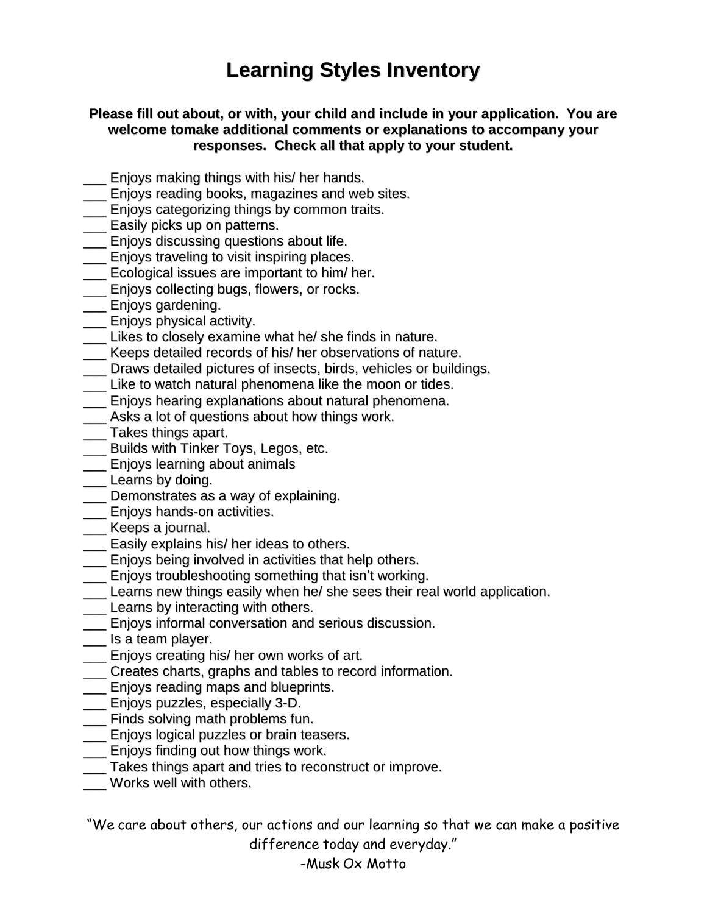# Learning Styles Inventory

**Please fill out about, or with, your child and include in your application. You are welcome tomake additional comments or explanations to accompany your responses. Check all that apply to your student.**

___ Enjoys making things with his/ her hands.
___ Enjoys reading books, magazines and web sites.
___ Enjoys categorizing things by common traits.
___ Easily picks up on patterns.
___ Enjoys discussing questions about life.
___ Enjoys traveling to visit inspiring places.
___ Ecological issues are important to him/ her.
___ Enjoys collecting bugs, flowers, or rocks.
___ Enjoys gardening.
___ Enjoys physical activity.
___ Likes to closely examine what he/ she finds in nature.
___ Keeps detailed records of his/ her observations of nature.
___ Draws detailed pictures of insects, birds, vehicles or buildings.
___ Like to watch natural phenomena like the moon or tides.
___ Enjoys hearing explanations about natural phenomena.
___ Asks a lot of questions about how things work.
___ Takes things apart.
___ Builds with Tinker Toys, Legos, etc.
___ Enjoys learning about animals
___ Learns by doing.
___ Demonstrates as a way of explaining.
___ Enjoys hands-on activities.
___ Keeps a journal.
___ Easily explains his/ her ideas to others.
___ Enjoys being involved in activities that help others.
___ Enjoys troubleshooting something that isn't working.
___ Learns new things easily when he/ she sees their real world application.
___ Learns by interacting with others.
___ Enjoys informal conversation and serious discussion.
___ Is a team player.
___ Enjoys creating his/ her own works of art.
___ Creates charts, graphs and tables to record information.
___ Enjoys reading maps and blueprints.
___ Enjoys puzzles, especially 3-D.
___ Finds solving math problems fun.
___ Enjoys logical puzzles or brain teasers.
___ Enjoys finding out how things work.
___ Takes things apart and tries to reconstruct or improve.
___ Works well with others.

"We care about others, our actions and our learning so that we can make a positive difference today and everyday."

-Musk Ox Motto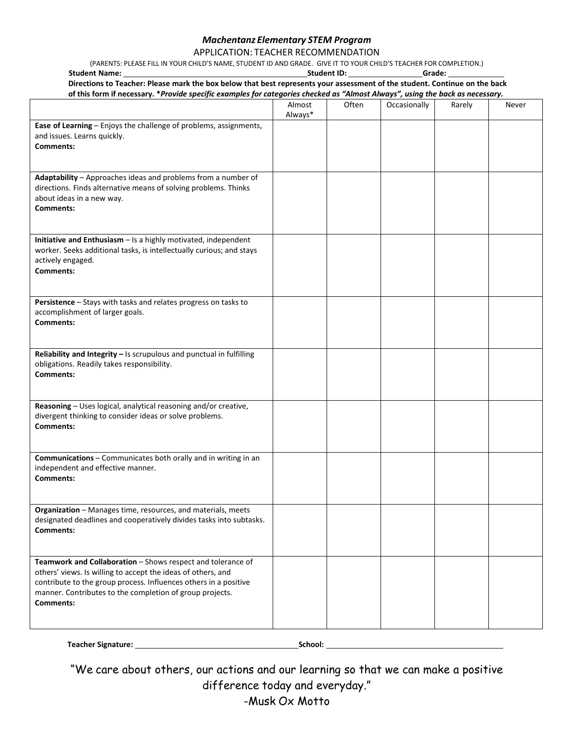***Machentanz Elementary STEM Program***

APPLICATION: TEACHER RECOMMENDATION

(PARENTS: PLEASE FILL IN YOUR CHILD'S NAME, STUDENT ID AND GRADE. GIVE IT TO YOUR CHILD'S TEACHER FOR COMPLETION.)

**Student Name:** ______________________________ **Student ID:** ______________ **Grade:** __________

**Directions to Teacher: Please mark the box below that best represents your assessment of the student. Continue on the back of this form if necessary. \****Provide specific examples for categories checked as "Almost Always", using the back as necessary.***

| | Almost Always* | Often | Occasionally | Rarely | Never |
|---|---|---|---|---|---|
| **Ease of Learning** – Enjoys the challenge of problems, assignments, and issues. Learns quickly.<br>**Comments:** | | | | | |
| **Adaptability** – Approaches ideas and problems from a number of directions. Finds alternative means of solving problems. Thinks about ideas in a new way.<br>**Comments:** | | | | | |
| **Initiative and Enthusiasm** – Is a highly motivated, independent worker. Seeks additional tasks, is intellectually curious; and stays actively engaged.<br>**Comments:** | | | | | |
| **Persistence** – Stays with tasks and relates progress on tasks to accomplishment of larger goals.<br>**Comments:** | | | | | |
| **Reliability and Integrity –** Is scrupulous and punctual in fulfilling obligations. Readily takes responsibility.<br>**Comments:** | | | | | |
| **Reasoning** – Uses logical, analytical reasoning and/or creative, divergent thinking to consider ideas or solve problems.<br>**Comments:** | | | | | |
| **Communications** – Communicates both orally and in writing in an independent and effective manner.<br>**Comments:** | | | | | |
| **Organization** – Manages time, resources, and materials, meets designated deadlines and cooperatively divides tasks into subtasks.<br>**Comments:** | | | | | |
| **Teamwork and Collaboration** – Shows respect and tolerance of others' views. Is willing to accept the ideas of others, and contribute to the group process. Influences others in a positive manner. Contributes to the completion of group projects.<br>**Comments:** | | | | | |

**Teacher Signature:** ______________________________ **School:** ______________________________

"We care about others, our actions and our learning so that we can make a positive difference today and everyday."

-Musk Ox Motto